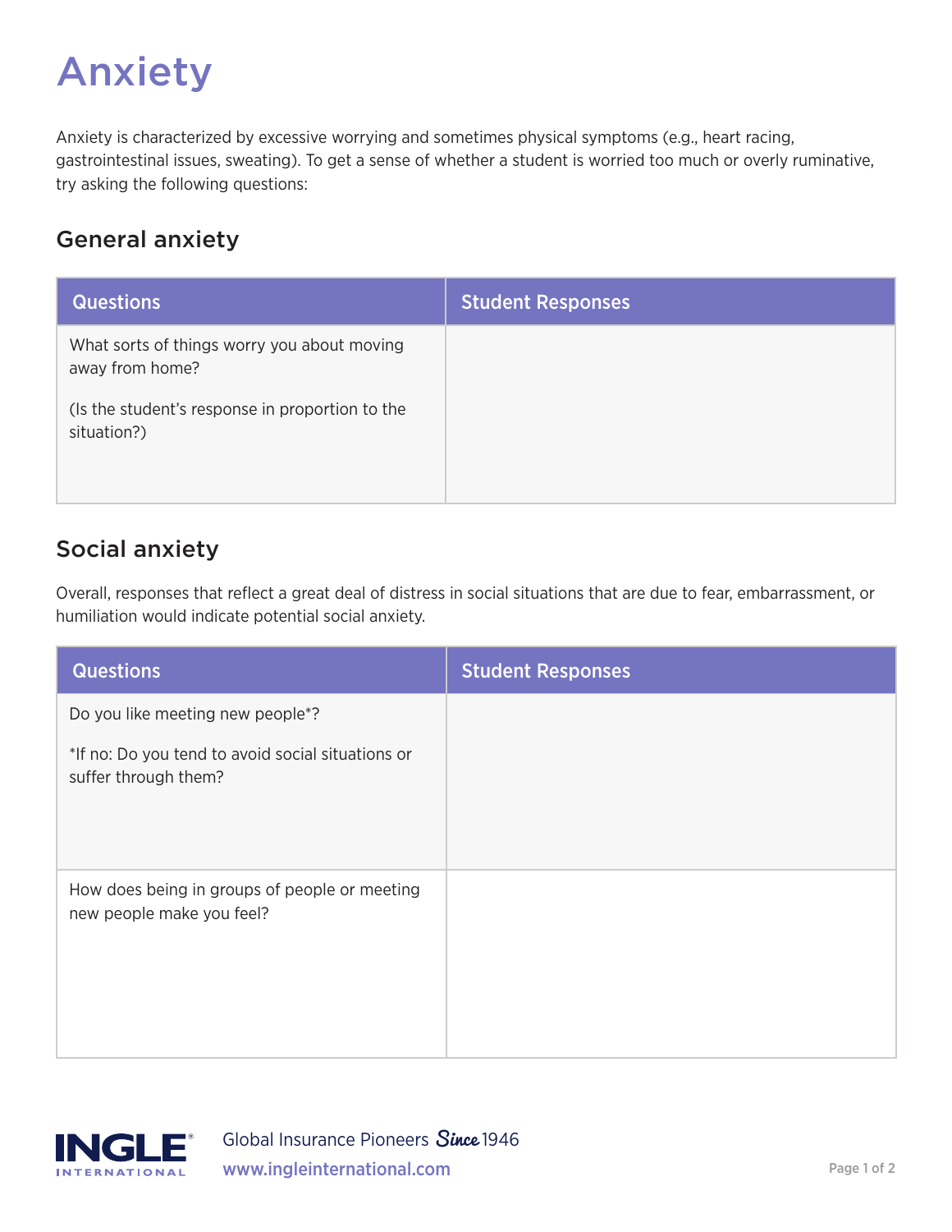# Anxiety

Anxiety is characterized by excessive worrying and sometimes physical symptoms (e.g., heart racing, gastrointestinal issues, sweating). To get a sense of whether a student is worried too much or overly ruminative, try asking the following questions:

## General anxiety

| Questions | Student Responses |
| --- | --- |
| What sorts of things worry you about moving away from home?<br><br>(Is the student's response in proportion to the situation?) | |

## Social anxiety

Overall, responses that reflect a great deal of distress in social situations that are due to fear, embarrassment, or humiliation would indicate potential social anxiety.

| Questions | Student Responses |
| --- | --- |
| Do you like meeting new people*?<br><br>*If no: Do you tend to avoid social situations or suffer through them? | |
| How does being in groups of people or meeting new people make you feel? | |

INGLE INTERNATIONAL

Global Insurance Pioneers Since 1946

www.ingleinternational.com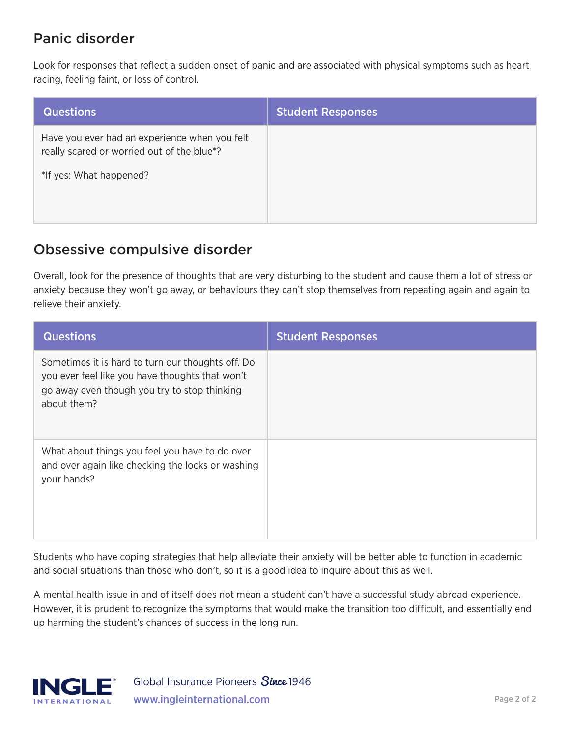## Panic disorder

Look for responses that reflect a sudden onset of panic and are associated with physical symptoms such as heart racing, feeling faint, or loss of control.

| Questions | Student Responses |
| --- | --- |
| Have you ever had an experience when you felt really scared or worried out of the blue*?<br><br>*If yes: What happened? | |

## Obsessive compulsive disorder

Overall, look for the presence of thoughts that are very disturbing to the student and cause them a lot of stress or anxiety because they won't go away, or behaviours they can't stop themselves from repeating again and again to relieve their anxiety.

| Questions | Student Responses |
| --- | --- |
| Sometimes it is hard to turn our thoughts off. Do you ever feel like you have thoughts that won't go away even though you try to stop thinking about them? | |
| What about things you feel you have to do over and over again like checking the locks or washing your hands? | |

Students who have coping strategies that help alleviate their anxiety will be better able to function in academic and social situations than those who don't, so it is a good idea to inquire about this as well.

A mental health issue in and of itself does not mean a student can't have a successful study abroad experience. However, it is prudent to recognize the symptoms that would make the transition too difficult, and essentially end up harming the student's chances of success in the long run.

INGLE INTERNATIONAL

Global Insurance Pioneers Since 1946

www.ingleinternational.com